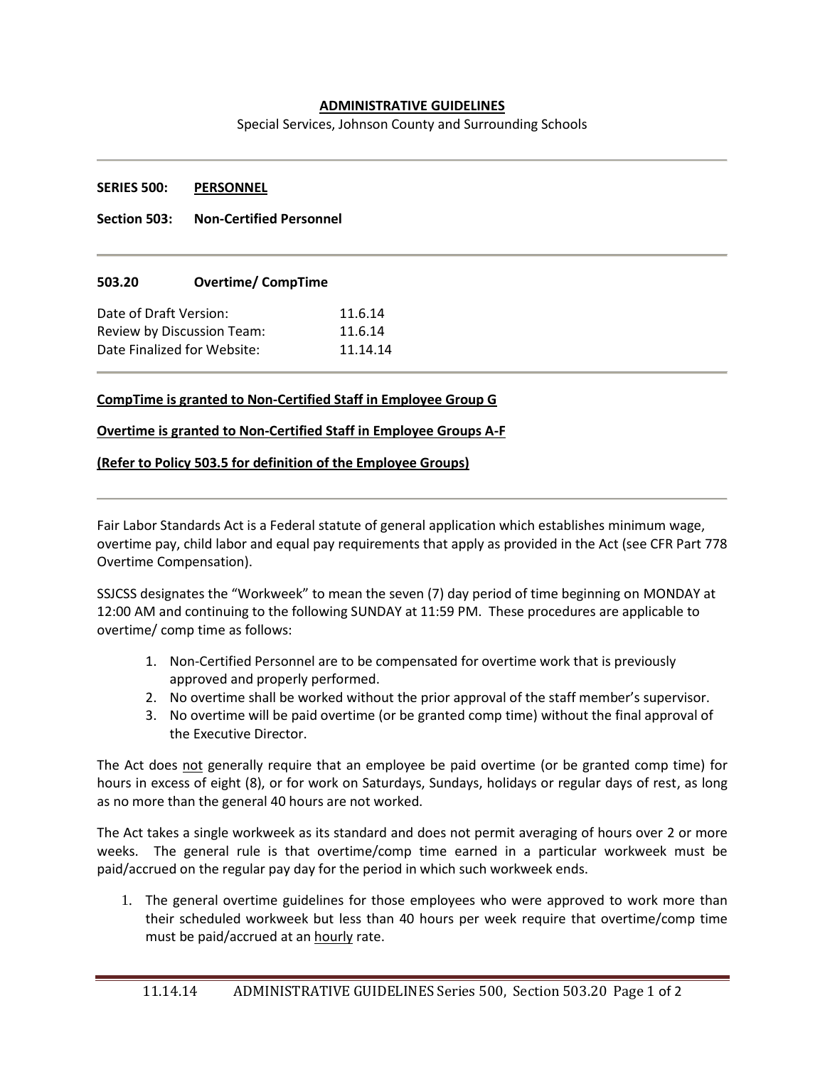**ADMINISTRATIVE GUIDELINES**

Special Services, Johnson County and Surrounding Schools

---

**SERIES 500: PERSONNEL**

**Section 503: Non-Certified Personnel**

---

**503.20 Overtime/ CompTime**

| | |
|---|---|
| Date of Draft Version: | 11.6.14 |
| Review by Discussion Team: | 11.6.14 |
| Date Finalized for Website: | 11.14.14 |

---

**CompTime is granted to Non-Certified Staff in Employee Group G**

**Overtime is granted to Non-Certified Staff in Employee Groups A-F**

**(Refer to Policy 503.5 for definition of the Employee Groups)**

---

Fair Labor Standards Act is a Federal statute of general application which establishes minimum wage, overtime pay, child labor and equal pay requirements that apply as provided in the Act (see CFR Part 778 Overtime Compensation).

SSJCSS designates the "Workweek" to mean the seven (7) day period of time beginning on MONDAY at 12:00 AM and continuing to the following SUNDAY at 11:59 PM. These procedures are applicable to overtime/ comp time as follows:

1. Non-Certified Personnel are to be compensated for overtime work that is previously approved and properly performed.
2. No overtime shall be worked without the prior approval of the staff member's supervisor.
3. No overtime will be paid overtime (or be granted comp time) without the final approval of the Executive Director.

The Act does not generally require that an employee be paid overtime (or be granted comp time) for hours in excess of eight (8), or for work on Saturdays, Sundays, holidays or regular days of rest, as long as no more than the general 40 hours are not worked.

The Act takes a single workweek as its standard and does not permit averaging of hours over 2 or more weeks. The general rule is that overtime/comp time earned in a particular workweek must be paid/accrued on the regular pay day for the period in which such workweek ends.

1. The general overtime guidelines for those employees who were approved to work more than their scheduled workweek but less than 40 hours per week require that overtime/comp time must be paid/accrued at an hourly rate.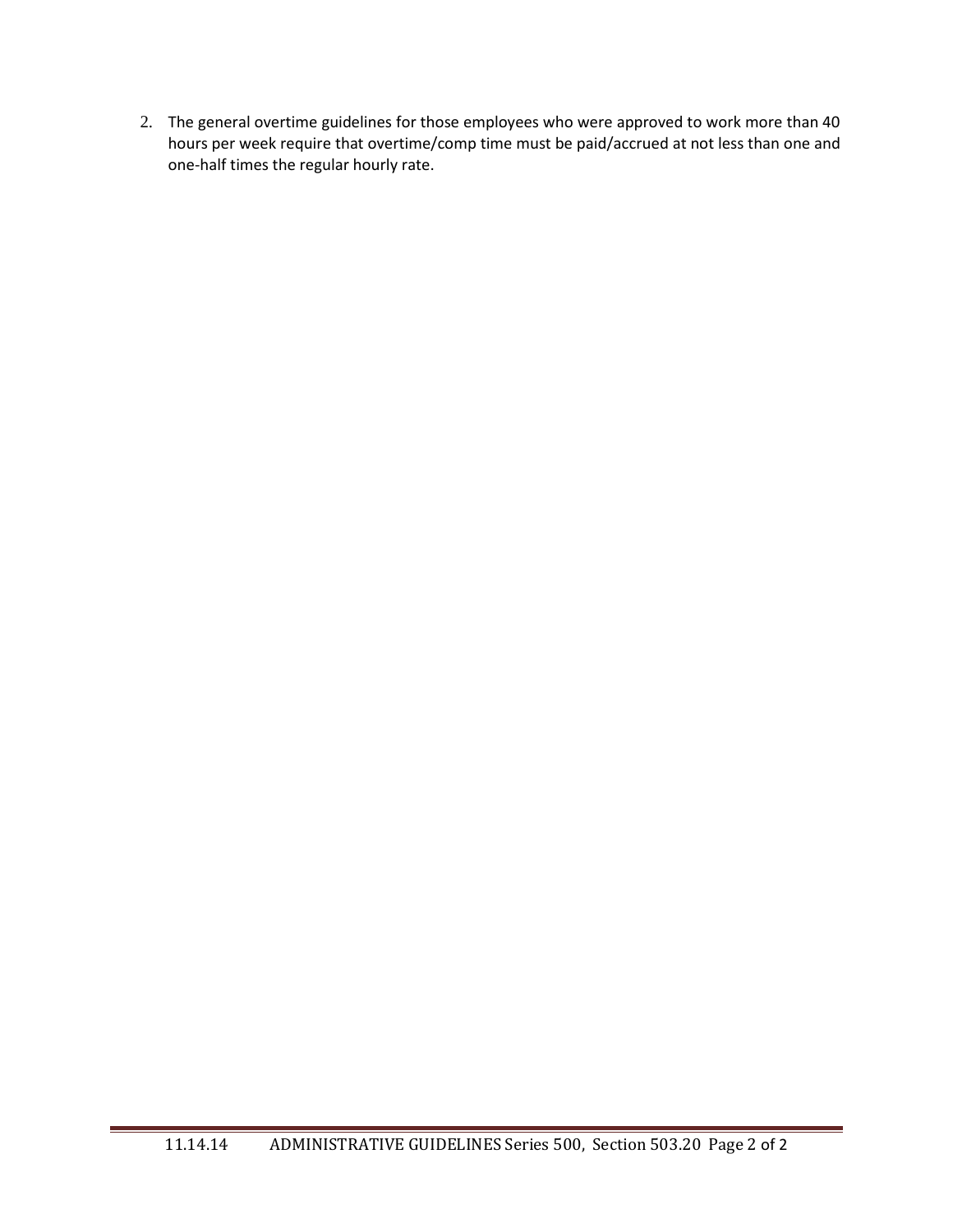2. The general overtime guidelines for those employees who were approved to work more than 40 hours per week require that overtime/comp time must be paid/accrued at not less than one and one-half times the regular hourly rate.